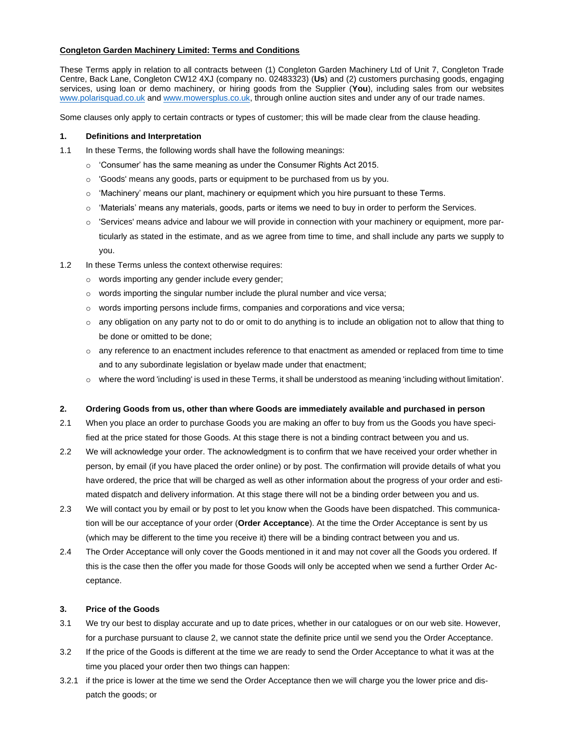**Congleton Garden Machinery Limited: Terms and Conditions**

These Terms apply in relation to all contracts between (1) Congleton Garden Machinery Ltd of Unit 7, Congleton Trade Centre, Back Lane, Congleton CW12 4XJ (company no. 02483323) (**Us**) and (2) customers purchasing goods, engaging services, using loan or demo machinery, or hiring goods from the Supplier (**You**), including sales from our websites www.polarisquad.co.uk and www.mowersplus.co.uk, through online auction sites and under any of our trade names.

Some clauses only apply to certain contracts or types of customer; this will be made clear from the clause heading.

**1. Definitions and Interpretation**

1.1 In these Terms, the following words shall have the following meanings:

- 'Consumer' has the same meaning as under the Consumer Rights Act 2015.
- 'Goods' means any goods, parts or equipment to be purchased from us by you.
- 'Machinery' means our plant, machinery or equipment which you hire pursuant to these Terms.
- 'Materials' means any materials, goods, parts or items we need to buy in order to perform the Services.
- 'Services' means advice and labour we will provide in connection with your machinery or equipment, more particularly as stated in the estimate, and as we agree from time to time, and shall include any parts we supply to you.

1.2 In these Terms unless the context otherwise requires:

- words importing any gender include every gender;
- words importing the singular number include the plural number and vice versa;
- words importing persons include firms, companies and corporations and vice versa;
- any obligation on any party not to do or omit to do anything is to include an obligation not to allow that thing to be done or omitted to be done;
- any reference to an enactment includes reference to that enactment as amended or replaced from time to time and to any subordinate legislation or byelaw made under that enactment;
- where the word 'including' is used in these Terms, it shall be understood as meaning 'including without limitation'.

**2. Ordering Goods from us, other than where Goods are immediately available and purchased in person**

2.1 When you place an order to purchase Goods you are making an offer to buy from us the Goods you have specified at the price stated for those Goods. At this stage there is not a binding contract between you and us.

2.2 We will acknowledge your order. The acknowledgment is to confirm that we have received your order whether in person, by email (if you have placed the order online) or by post. The confirmation will provide details of what you have ordered, the price that will be charged as well as other information about the progress of your order and estimated dispatch and delivery information. At this stage there will not be a binding order between you and us.

2.3 We will contact you by email or by post to let you know when the Goods have been dispatched. This communication will be our acceptance of your order (**Order Acceptance**). At the time the Order Acceptance is sent by us (which may be different to the time you receive it) there will be a binding contract between you and us.

2.4 The Order Acceptance will only cover the Goods mentioned in it and may not cover all the Goods you ordered. If this is the case then the offer you made for those Goods will only be accepted when we send a further Order Acceptance.

**3. Price of the Goods**

3.1 We try our best to display accurate and up to date prices, whether in our catalogues or on our web site. However, for a purchase pursuant to clause 2, we cannot state the definite price until we send you the Order Acceptance.

3.2 If the price of the Goods is different at the time we are ready to send the Order Acceptance to what it was at the time you placed your order then two things can happen:

3.2.1 if the price is lower at the time we send the Order Acceptance then we will charge you the lower price and dispatch the goods; or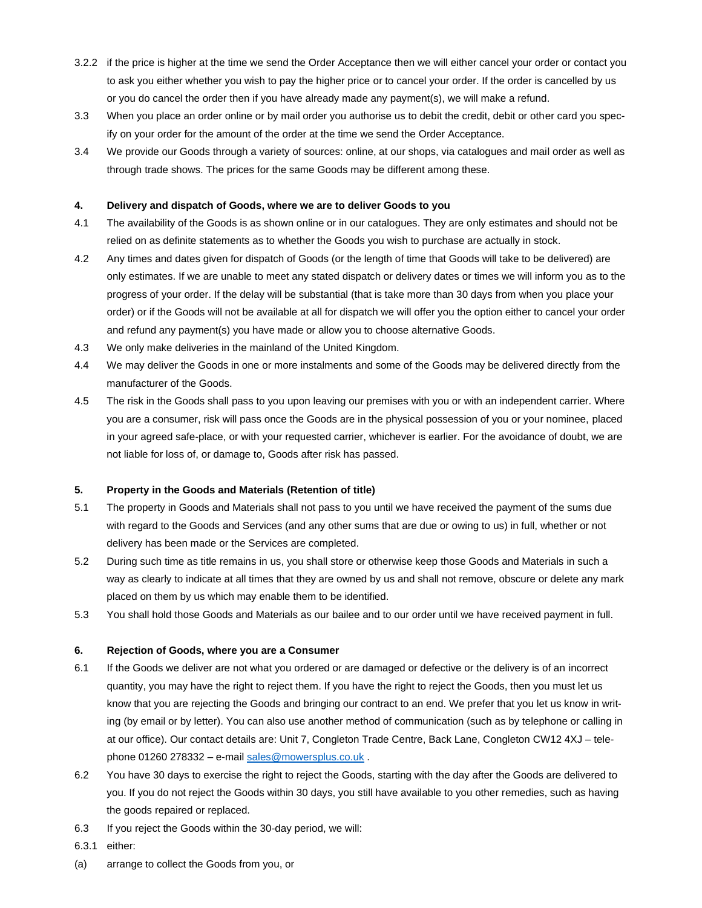3.2.2 if the price is higher at the time we send the Order Acceptance then we will either cancel your order or contact you to ask you either whether you wish to pay the higher price or to cancel your order. If the order is cancelled by us or you do cancel the order then if you have already made any payment(s), we will make a refund.

3.3 When you place an order online or by mail order you authorise us to debit the credit, debit or other card you specify on your order for the amount of the order at the time we send the Order Acceptance.

3.4 We provide our Goods through a variety of sources: online, at our shops, via catalogues and mail order as well as through trade shows. The prices for the same Goods may be different among these.

**4. Delivery and dispatch of Goods, where we are to deliver Goods to you**

4.1 The availability of the Goods is as shown online or in our catalogues. They are only estimates and should not be relied on as definite statements as to whether the Goods you wish to purchase are actually in stock.

4.2 Any times and dates given for dispatch of Goods (or the length of time that Goods will take to be delivered) are only estimates. If we are unable to meet any stated dispatch or delivery dates or times we will inform you as to the progress of your order. If the delay will be substantial (that is take more than 30 days from when you place your order) or if the Goods will not be available at all for dispatch we will offer you the option either to cancel your order and refund any payment(s) you have made or allow you to choose alternative Goods.

4.3 We only make deliveries in the mainland of the United Kingdom.

4.4 We may deliver the Goods in one or more instalments and some of the Goods may be delivered directly from the manufacturer of the Goods.

4.5 The risk in the Goods shall pass to you upon leaving our premises with you or with an independent carrier. Where you are a consumer, risk will pass once the Goods are in the physical possession of you or your nominee, placed in your agreed safe-place, or with your requested carrier, whichever is earlier. For the avoidance of doubt, we are not liable for loss of, or damage to, Goods after risk has passed.

**5. Property in the Goods and Materials (Retention of title)**

5.1 The property in Goods and Materials shall not pass to you until we have received the payment of the sums due with regard to the Goods and Services (and any other sums that are due or owing to us) in full, whether or not delivery has been made or the Services are completed.

5.2 During such time as title remains in us, you shall store or otherwise keep those Goods and Materials in such a way as clearly to indicate at all times that they are owned by us and shall not remove, obscure or delete any mark placed on them by us which may enable them to be identified.

5.3 You shall hold those Goods and Materials as our bailee and to our order until we have received payment in full.

**6. Rejection of Goods, where you are a Consumer**

6.1 If the Goods we deliver are not what you ordered or are damaged or defective or the delivery is of an incorrect quantity, you may have the right to reject them. If you have the right to reject the Goods, then you must let us know that you are rejecting the Goods and bringing our contract to an end. We prefer that you let us know in writing (by email or by letter). You can also use another method of communication (such as by telephone or calling in at our office). Our contact details are: Unit 7, Congleton Trade Centre, Back Lane, Congleton CW12 4XJ – telephone 01260 278332 – e-mail sales@mowersplus.co.uk .

6.2 You have 30 days to exercise the right to reject the Goods, starting with the day after the Goods are delivered to you. If you do not reject the Goods within 30 days, you still have available to you other remedies, such as having the goods repaired or replaced.

6.3 If you reject the Goods within the 30-day period, we will:

6.3.1 either:

(a) arrange to collect the Goods from you, or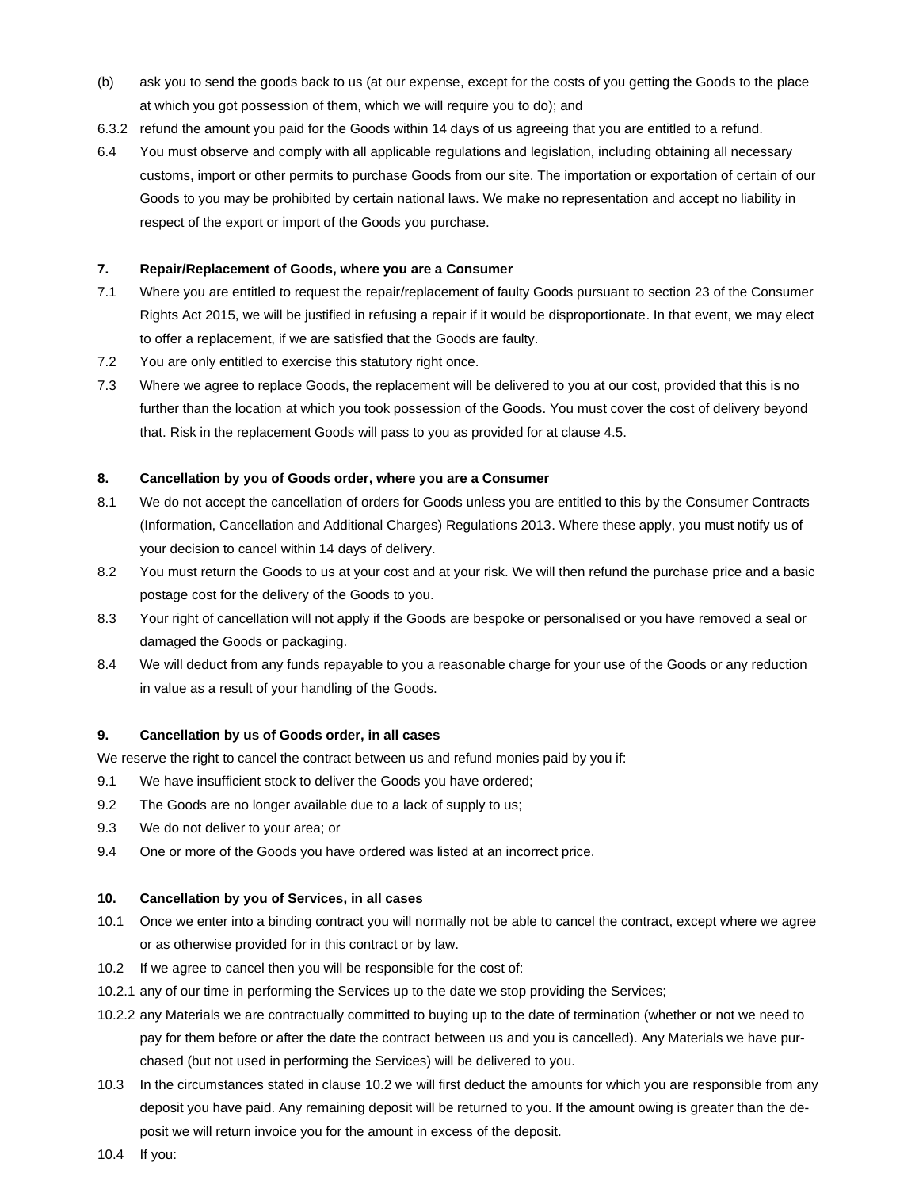(b) ask you to send the goods back to us (at our expense, except for the costs of you getting the Goods to the place at which you got possession of them, which we will require you to do); and

6.3.2 refund the amount you paid for the Goods within 14 days of us agreeing that you are entitled to a refund.

6.4 You must observe and comply with all applicable regulations and legislation, including obtaining all necessary customs, import or other permits to purchase Goods from our site. The importation or exportation of certain of our Goods to you may be prohibited by certain national laws. We make no representation and accept no liability in respect of the export or import of the Goods you purchase.

**7. Repair/Replacement of Goods, where you are a Consumer**

7.1 Where you are entitled to request the repair/replacement of faulty Goods pursuant to section 23 of the Consumer Rights Act 2015, we will be justified in refusing a repair if it would be disproportionate. In that event, we may elect to offer a replacement, if we are satisfied that the Goods are faulty.

7.2 You are only entitled to exercise this statutory right once.

7.3 Where we agree to replace Goods, the replacement will be delivered to you at our cost, provided that this is no further than the location at which you took possession of the Goods. You must cover the cost of delivery beyond that. Risk in the replacement Goods will pass to you as provided for at clause 4.5.

**8. Cancellation by you of Goods order, where you are a Consumer**

8.1 We do not accept the cancellation of orders for Goods unless you are entitled to this by the Consumer Contracts (Information, Cancellation and Additional Charges) Regulations 2013. Where these apply, you must notify us of your decision to cancel within 14 days of delivery.

8.2 You must return the Goods to us at your cost and at your risk. We will then refund the purchase price and a basic postage cost for the delivery of the Goods to you.

8.3 Your right of cancellation will not apply if the Goods are bespoke or personalised or you have removed a seal or damaged the Goods or packaging.

8.4 We will deduct from any funds repayable to you a reasonable charge for your use of the Goods or any reduction in value as a result of your handling of the Goods.

**9. Cancellation by us of Goods order, in all cases**

We reserve the right to cancel the contract between us and refund monies paid by you if:

9.1 We have insufficient stock to deliver the Goods you have ordered;

9.2 The Goods are no longer available due to a lack of supply to us;

9.3 We do not deliver to your area; or

9.4 One or more of the Goods you have ordered was listed at an incorrect price.

**10. Cancellation by you of Services, in all cases**

10.1 Once we enter into a binding contract you will normally not be able to cancel the contract, except where we agree or as otherwise provided for in this contract or by law.

10.2 If we agree to cancel then you will be responsible for the cost of:

10.2.1 any of our time in performing the Services up to the date we stop providing the Services;

10.2.2 any Materials we are contractually committed to buying up to the date of termination (whether or not we need to pay for them before or after the date the contract between us and you is cancelled). Any Materials we have purchased (but not used in performing the Services) will be delivered to you.

10.3 In the circumstances stated in clause 10.2 we will first deduct the amounts for which you are responsible from any deposit you have paid. Any remaining deposit will be returned to you. If the amount owing is greater than the deposit we will return invoice you for the amount in excess of the deposit.

10.4 If you: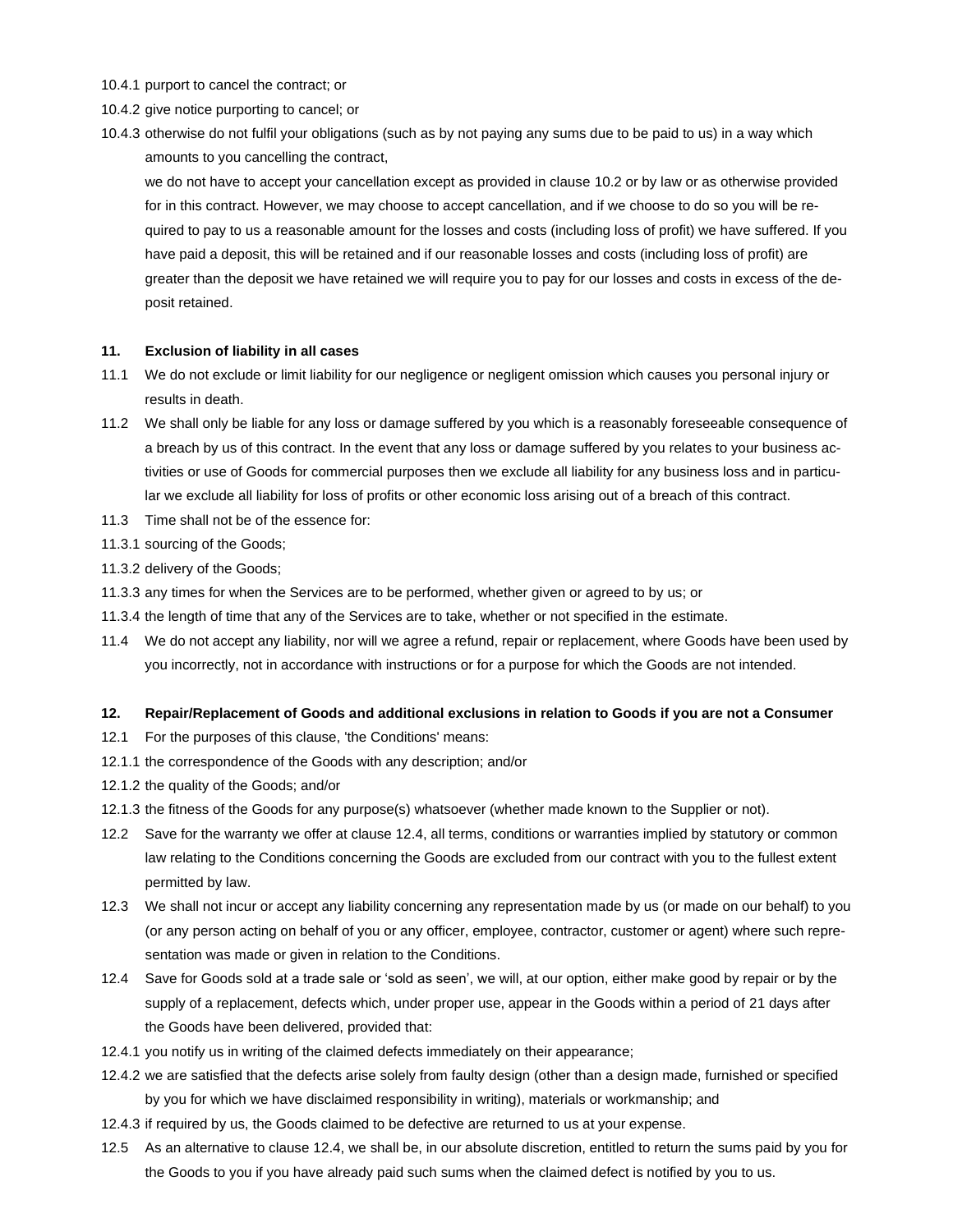10.4.1 purport to cancel the contract; or

10.4.2 give notice purporting to cancel; or

10.4.3 otherwise do not fulfil your obligations (such as by not paying any sums due to be paid to us) in a way which amounts to you cancelling the contract,

we do not have to accept your cancellation except as provided in clause 10.2 or by law or as otherwise provided for in this contract. However, we may choose to accept cancellation, and if we choose to do so you will be required to pay to us a reasonable amount for the losses and costs (including loss of profit) we have suffered. If you have paid a deposit, this will be retained and if our reasonable losses and costs (including loss of profit) are greater than the deposit we have retained we will require you to pay for our losses and costs in excess of the deposit retained.

**11. Exclusion of liability in all cases**

11.1 We do not exclude or limit liability for our negligence or negligent omission which causes you personal injury or results in death.

11.2 We shall only be liable for any loss or damage suffered by you which is a reasonably foreseeable consequence of a breach by us of this contract. In the event that any loss or damage suffered by you relates to your business activities or use of Goods for commercial purposes then we exclude all liability for any business loss and in particular we exclude all liability for loss of profits or other economic loss arising out of a breach of this contract.

11.3 Time shall not be of the essence for:

11.3.1 sourcing of the Goods;

11.3.2 delivery of the Goods;

11.3.3 any times for when the Services are to be performed, whether given or agreed to by us; or

11.3.4 the length of time that any of the Services are to take, whether or not specified in the estimate.

11.4 We do not accept any liability, nor will we agree a refund, repair or replacement, where Goods have been used by you incorrectly, not in accordance with instructions or for a purpose for which the Goods are not intended.

**12. Repair/Replacement of Goods and additional exclusions in relation to Goods if you are not a Consumer**

12.1 For the purposes of this clause, 'the Conditions' means:

12.1.1 the correspondence of the Goods with any description; and/or

12.1.2 the quality of the Goods; and/or

12.1.3 the fitness of the Goods for any purpose(s) whatsoever (whether made known to the Supplier or not).

12.2 Save for the warranty we offer at clause 12.4, all terms, conditions or warranties implied by statutory or common law relating to the Conditions concerning the Goods are excluded from our contract with you to the fullest extent permitted by law.

12.3 We shall not incur or accept any liability concerning any representation made by us (or made on our behalf) to you (or any person acting on behalf of you or any officer, employee, contractor, customer or agent) where such representation was made or given in relation to the Conditions.

12.4 Save for Goods sold at a trade sale or 'sold as seen', we will, at our option, either make good by repair or by the supply of a replacement, defects which, under proper use, appear in the Goods within a period of 21 days after the Goods have been delivered, provided that:

12.4.1 you notify us in writing of the claimed defects immediately on their appearance;

12.4.2 we are satisfied that the defects arise solely from faulty design (other than a design made, furnished or specified by you for which we have disclaimed responsibility in writing), materials or workmanship; and

12.4.3 if required by us, the Goods claimed to be defective are returned to us at your expense.

12.5 As an alternative to clause 12.4, we shall be, in our absolute discretion, entitled to return the sums paid by you for the Goods to you if you have already paid such sums when the claimed defect is notified by you to us.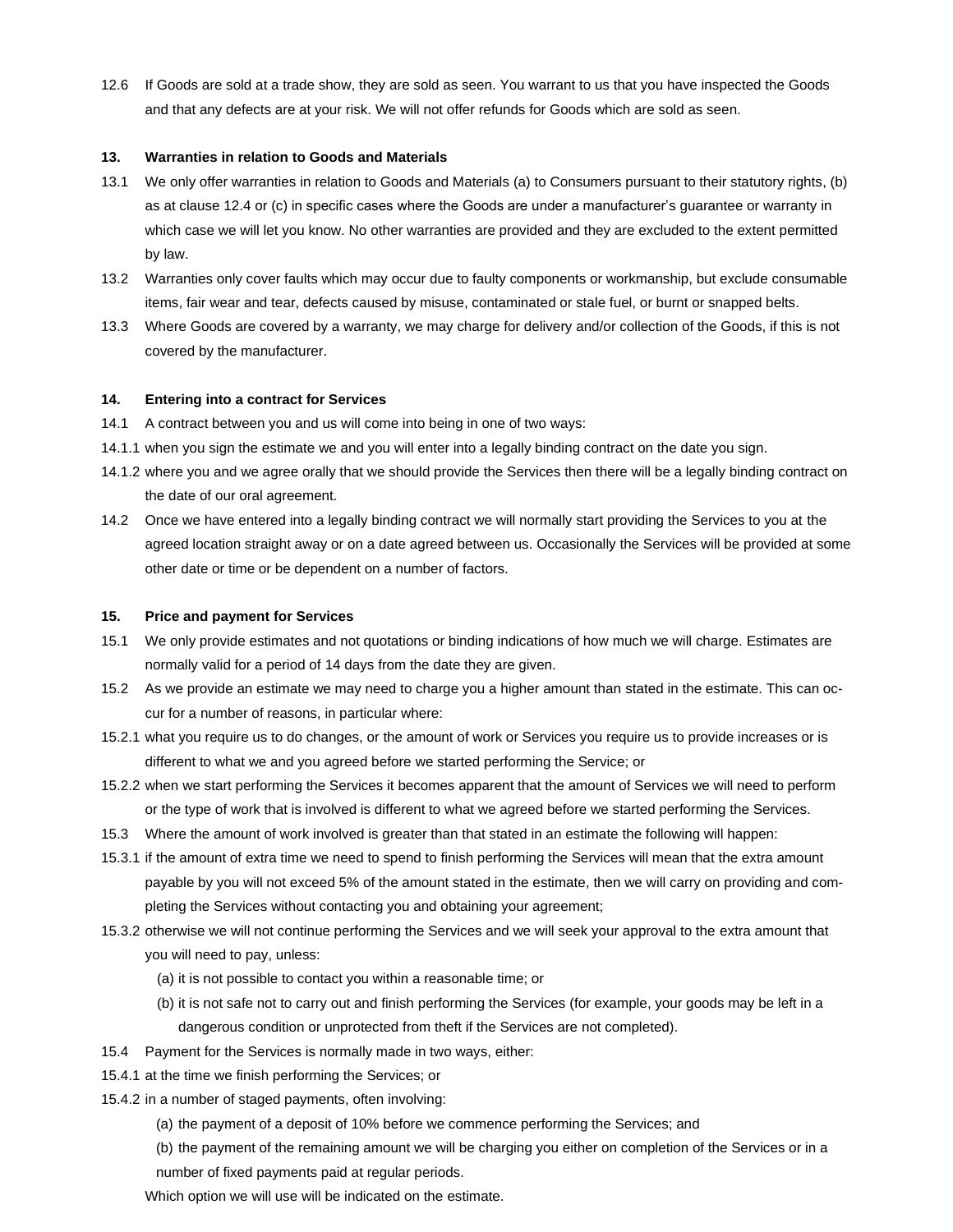12.6 If Goods are sold at a trade show, they are sold as seen. You warrant to us that you have inspected the Goods and that any defects are at your risk. We will not offer refunds for Goods which are sold as seen.

**13. Warranties in relation to Goods and Materials**

13.1 We only offer warranties in relation to Goods and Materials (a) to Consumers pursuant to their statutory rights, (b) as at clause 12.4 or (c) in specific cases where the Goods are under a manufacturer's guarantee or warranty in which case we will let you know. No other warranties are provided and they are excluded to the extent permitted by law.

13.2 Warranties only cover faults which may occur due to faulty components or workmanship, but exclude consumable items, fair wear and tear, defects caused by misuse, contaminated or stale fuel, or burnt or snapped belts.

13.3 Where Goods are covered by a warranty, we may charge for delivery and/or collection of the Goods, if this is not covered by the manufacturer.

**14. Entering into a contract for Services**

14.1 A contract between you and us will come into being in one of two ways:

14.1.1 when you sign the estimate we and you will enter into a legally binding contract on the date you sign.

14.1.2 where you and we agree orally that we should provide the Services then there will be a legally binding contract on the date of our oral agreement.

14.2 Once we have entered into a legally binding contract we will normally start providing the Services to you at the agreed location straight away or on a date agreed between us. Occasionally the Services will be provided at some other date or time or be dependent on a number of factors.

**15. Price and payment for Services**

15.1 We only provide estimates and not quotations or binding indications of how much we will charge. Estimates are normally valid for a period of 14 days from the date they are given.

15.2 As we provide an estimate we may need to charge you a higher amount than stated in the estimate. This can occur for a number of reasons, in particular where:

15.2.1 what you require us to do changes, or the amount of work or Services you require us to provide increases or is different to what we and you agreed before we started performing the Service; or

15.2.2 when we start performing the Services it becomes apparent that the amount of Services we will need to perform or the type of work that is involved is different to what we agreed before we started performing the Services.

15.3 Where the amount of work involved is greater than that stated in an estimate the following will happen:

15.3.1 if the amount of extra time we need to spend to finish performing the Services will mean that the extra amount payable by you will not exceed 5% of the amount stated in the estimate, then we will carry on providing and completing the Services without contacting you and obtaining your agreement;

15.3.2 otherwise we will not continue performing the Services and we will seek your approval to the extra amount that you will need to pay, unless:

(a) it is not possible to contact you within a reasonable time; or

(b) it is not safe not to carry out and finish performing the Services (for example, your goods may be left in a dangerous condition or unprotected from theft if the Services are not completed).

15.4 Payment for the Services is normally made in two ways, either:

15.4.1 at the time we finish performing the Services; or

15.4.2 in a number of staged payments, often involving:

(a) the payment of a deposit of 10% before we commence performing the Services; and

(b) the payment of the remaining amount we will be charging you either on completion of the Services or in a number of fixed payments paid at regular periods.

Which option we will use will be indicated on the estimate.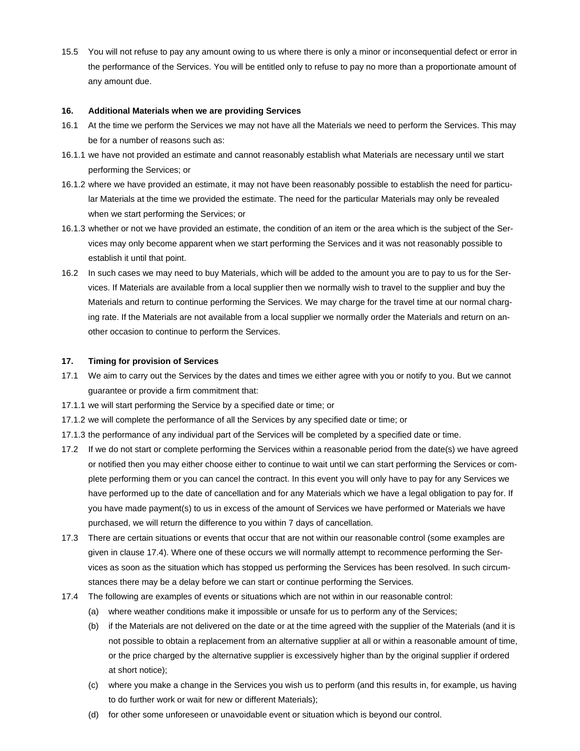15.5 You will not refuse to pay any amount owing to us where there is only a minor or inconsequential defect or error in the performance of the Services. You will be entitled only to refuse to pay no more than a proportionate amount of any amount due.

**16. Additional Materials when we are providing Services**

16.1 At the time we perform the Services we may not have all the Materials we need to perform the Services. This may be for a number of reasons such as:

16.1.1 we have not provided an estimate and cannot reasonably establish what Materials are necessary until we start performing the Services; or

16.1.2 where we have provided an estimate, it may not have been reasonably possible to establish the need for particular Materials at the time we provided the estimate. The need for the particular Materials may only be revealed when we start performing the Services; or

16.1.3 whether or not we have provided an estimate, the condition of an item or the area which is the subject of the Services may only become apparent when we start performing the Services and it was not reasonably possible to establish it until that point.

16.2 In such cases we may need to buy Materials, which will be added to the amount you are to pay to us for the Services. If Materials are available from a local supplier then we normally wish to travel to the supplier and buy the Materials and return to continue performing the Services. We may charge for the travel time at our normal charging rate. If the Materials are not available from a local supplier we normally order the Materials and return on another occasion to continue to perform the Services.

**17. Timing for provision of Services**

17.1 We aim to carry out the Services by the dates and times we either agree with you or notify to you. But we cannot guarantee or provide a firm commitment that:

17.1.1 we will start performing the Service by a specified date or time; or

17.1.2 we will complete the performance of all the Services by any specified date or time; or

17.1.3 the performance of any individual part of the Services will be completed by a specified date or time.

17.2 If we do not start or complete performing the Services within a reasonable period from the date(s) we have agreed or notified then you may either choose either to continue to wait until we can start performing the Services or complete performing them or you can cancel the contract. In this event you will only have to pay for any Services we have performed up to the date of cancellation and for any Materials which we have a legal obligation to pay for. If you have made payment(s) to us in excess of the amount of Services we have performed or Materials we have purchased, we will return the difference to you within 7 days of cancellation.

17.3 There are certain situations or events that occur that are not within our reasonable control (some examples are given in clause 17.4). Where one of these occurs we will normally attempt to recommence performing the Services as soon as the situation which has stopped us performing the Services has been resolved. In such circumstances there may be a delay before we can start or continue performing the Services.

17.4 The following are examples of events or situations which are not within in our reasonable control:

(a) where weather conditions make it impossible or unsafe for us to perform any of the Services;

(b) if the Materials are not delivered on the date or at the time agreed with the supplier of the Materials (and it is not possible to obtain a replacement from an alternative supplier at all or within a reasonable amount of time, or the price charged by the alternative supplier is excessively higher than by the original supplier if ordered at short notice);

(c) where you make a change in the Services you wish us to perform (and this results in, for example, us having to do further work or wait for new or different Materials);

(d) for other some unforeseen or unavoidable event or situation which is beyond our control.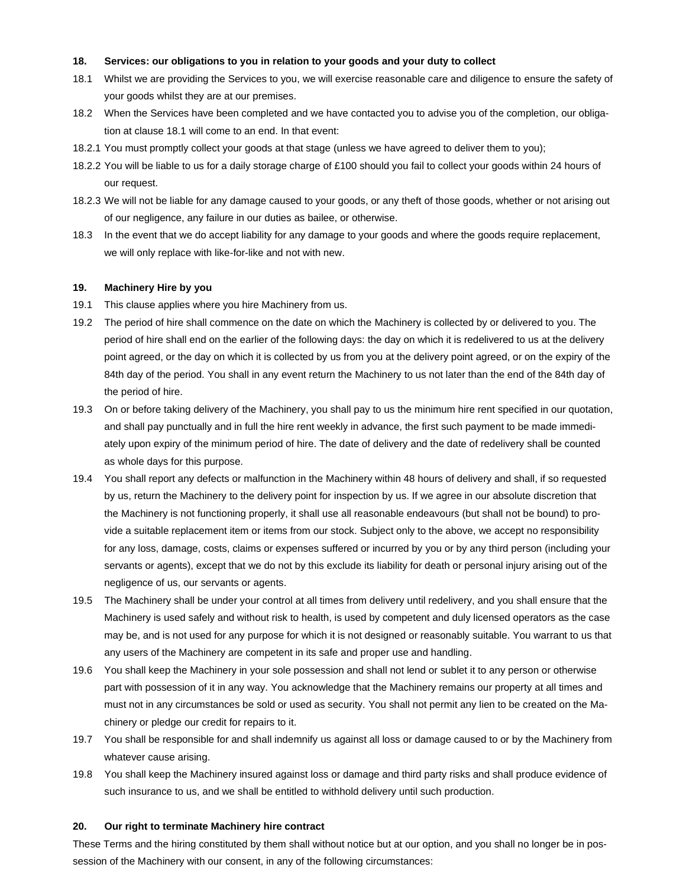**18. Services: our obligations to you in relation to your goods and your duty to collect**

18.1 Whilst we are providing the Services to you, we will exercise reasonable care and diligence to ensure the safety of your goods whilst they are at our premises.

18.2 When the Services have been completed and we have contacted you to advise you of the completion, our obligation at clause 18.1 will come to an end. In that event:

18.2.1 You must promptly collect your goods at that stage (unless we have agreed to deliver them to you);

18.2.2 You will be liable to us for a daily storage charge of £100 should you fail to collect your goods within 24 hours of our request.

18.2.3 We will not be liable for any damage caused to your goods, or any theft of those goods, whether or not arising out of our negligence, any failure in our duties as bailee, or otherwise.

18.3 In the event that we do accept liability for any damage to your goods and where the goods require replacement, we will only replace with like-for-like and not with new.

**19. Machinery Hire by you**

19.1 This clause applies where you hire Machinery from us.

19.2 The period of hire shall commence on the date on which the Machinery is collected by or delivered to you. The period of hire shall end on the earlier of the following days: the day on which it is redelivered to us at the delivery point agreed, or the day on which it is collected by us from you at the delivery point agreed, or on the expiry of the 84th day of the period. You shall in any event return the Machinery to us not later than the end of the 84th day of the period of hire.

19.3 On or before taking delivery of the Machinery, you shall pay to us the minimum hire rent specified in our quotation, and shall pay punctually and in full the hire rent weekly in advance, the first such payment to be made immediately upon expiry of the minimum period of hire. The date of delivery and the date of redelivery shall be counted as whole days for this purpose.

19.4 You shall report any defects or malfunction in the Machinery within 48 hours of delivery and shall, if so requested by us, return the Machinery to the delivery point for inspection by us. If we agree in our absolute discretion that the Machinery is not functioning properly, it shall use all reasonable endeavours (but shall not be bound) to provide a suitable replacement item or items from our stock. Subject only to the above, we accept no responsibility for any loss, damage, costs, claims or expenses suffered or incurred by you or by any third person (including your servants or agents), except that we do not by this exclude its liability for death or personal injury arising out of the negligence of us, our servants or agents.

19.5 The Machinery shall be under your control at all times from delivery until redelivery, and you shall ensure that the Machinery is used safely and without risk to health, is used by competent and duly licensed operators as the case may be, and is not used for any purpose for which it is not designed or reasonably suitable. You warrant to us that any users of the Machinery are competent in its safe and proper use and handling.

19.6 You shall keep the Machinery in your sole possession and shall not lend or sublet it to any person or otherwise part with possession of it in any way. You acknowledge that the Machinery remains our property at all times and must not in any circumstances be sold or used as security. You shall not permit any lien to be created on the Machinery or pledge our credit for repairs to it.

19.7 You shall be responsible for and shall indemnify us against all loss or damage caused to or by the Machinery from whatever cause arising.

19.8 You shall keep the Machinery insured against loss or damage and third party risks and shall produce evidence of such insurance to us, and we shall be entitled to withhold delivery until such production.

**20. Our right to terminate Machinery hire contract**

These Terms and the hiring constituted by them shall without notice but at our option, and you shall no longer be in possession of the Machinery with our consent, in any of the following circumstances: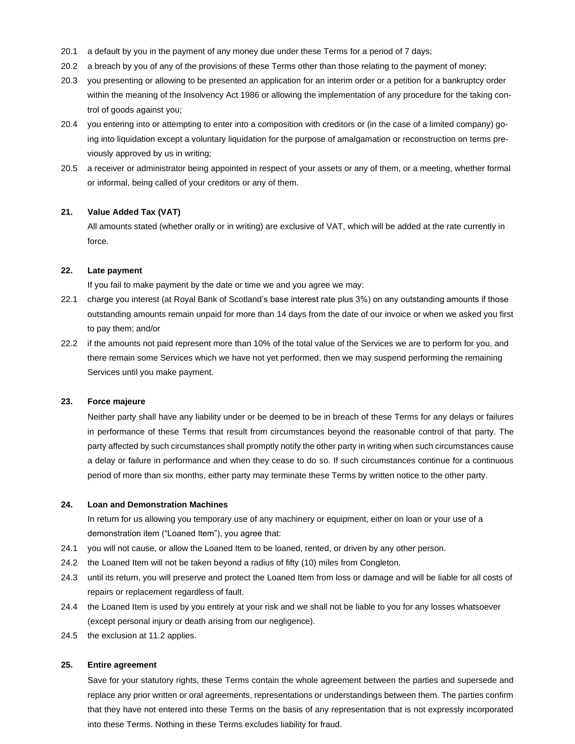20.1 a default by you in the payment of any money due under these Terms for a period of 7 days;

20.2 a breach by you of any of the provisions of these Terms other than those relating to the payment of money;

20.3 you presenting or allowing to be presented an application for an interim order or a petition for a bankruptcy order within the meaning of the Insolvency Act 1986 or allowing the implementation of any procedure for the taking control of goods against you;

20.4 you entering into or attempting to enter into a composition with creditors or (in the case of a limited company) going into liquidation except a voluntary liquidation for the purpose of amalgamation or reconstruction on terms previously approved by us in writing;

20.5 a receiver or administrator being appointed in respect of your assets or any of them, or a meeting, whether formal or informal, being called of your creditors or any of them.

**21. Value Added Tax (VAT)**

All amounts stated (whether orally or in writing) are exclusive of VAT, which will be added at the rate currently in force.

**22. Late payment**

If you fail to make payment by the date or time we and you agree we may:

22.1 charge you interest (at Royal Bank of Scotland's base interest rate plus 3%) on any outstanding amounts if those outstanding amounts remain unpaid for more than 14 days from the date of our invoice or when we asked you first to pay them; and/or

22.2 if the amounts not paid represent more than 10% of the total value of the Services we are to perform for you, and there remain some Services which we have not yet performed, then we may suspend performing the remaining Services until you make payment.

**23. Force majeure**

Neither party shall have any liability under or be deemed to be in breach of these Terms for any delays or failures in performance of these Terms that result from circumstances beyond the reasonable control of that party. The party affected by such circumstances shall promptly notify the other party in writing when such circumstances cause a delay or failure in performance and when they cease to do so. If such circumstances continue for a continuous period of more than six months, either party may terminate these Terms by written notice to the other party.

**24. Loan and Demonstration Machines**

In return for us allowing you temporary use of any machinery or equipment, either on loan or your use of a demonstration item ("Loaned Item"), you agree that:

24.1 you will not cause, or allow the Loaned Item to be loaned, rented, or driven by any other person.

24.2 the Loaned Item will not be taken beyond a radius of fifty (10) miles from Congleton.

24.3 until its return, you will preserve and protect the Loaned Item from loss or damage and will be liable for all costs of repairs or replacement regardless of fault.

24.4 the Loaned Item is used by you entirely at your risk and we shall not be liable to you for any losses whatsoever (except personal injury or death arising from our negligence).

24.5 the exclusion at 11.2 applies.

**25. Entire agreement**

Save for your statutory rights, these Terms contain the whole agreement between the parties and supersede and replace any prior written or oral agreements, representations or understandings between them. The parties confirm that they have not entered into these Terms on the basis of any representation that is not expressly incorporated into these Terms. Nothing in these Terms excludes liability for fraud.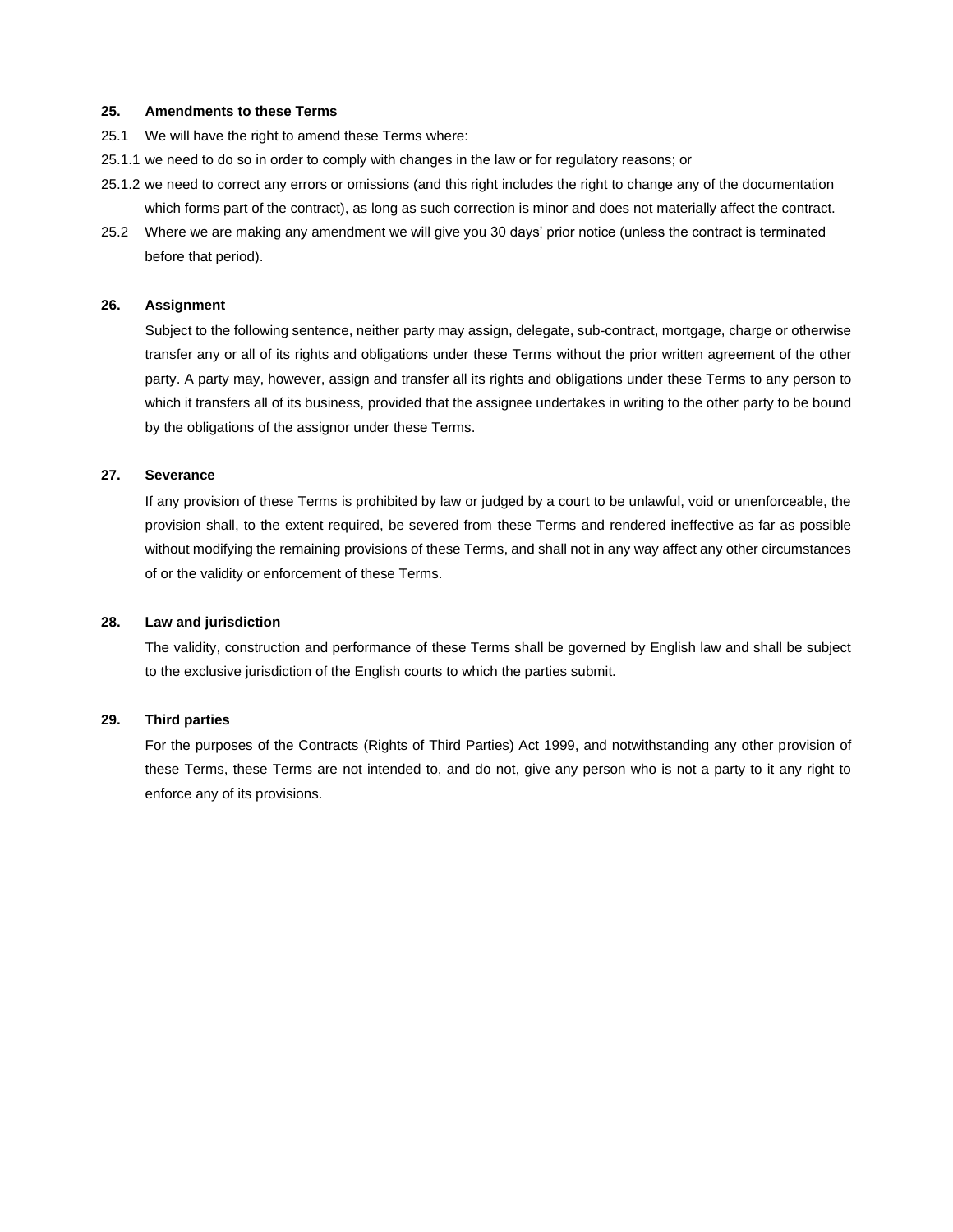**25. Amendments to these Terms**

25.1 We will have the right to amend these Terms where:

25.1.1 we need to do so in order to comply with changes in the law or for regulatory reasons; or

25.1.2 we need to correct any errors or omissions (and this right includes the right to change any of the documentation which forms part of the contract), as long as such correction is minor and does not materially affect the contract.

25.2 Where we are making any amendment we will give you 30 days' prior notice (unless the contract is terminated before that period).

**26. Assignment**

Subject to the following sentence, neither party may assign, delegate, sub-contract, mortgage, charge or otherwise transfer any or all of its rights and obligations under these Terms without the prior written agreement of the other party. A party may, however, assign and transfer all its rights and obligations under these Terms to any person to which it transfers all of its business, provided that the assignee undertakes in writing to the other party to be bound by the obligations of the assignor under these Terms.

**27. Severance**

If any provision of these Terms is prohibited by law or judged by a court to be unlawful, void or unenforceable, the provision shall, to the extent required, be severed from these Terms and rendered ineffective as far as possible without modifying the remaining provisions of these Terms, and shall not in any way affect any other circumstances of or the validity or enforcement of these Terms.

**28. Law and jurisdiction**

The validity, construction and performance of these Terms shall be governed by English law and shall be subject to the exclusive jurisdiction of the English courts to which the parties submit.

**29. Third parties**

For the purposes of the Contracts (Rights of Third Parties) Act 1999, and notwithstanding any other provision of these Terms, these Terms are not intended to, and do not, give any person who is not a party to it any right to enforce any of its provisions.